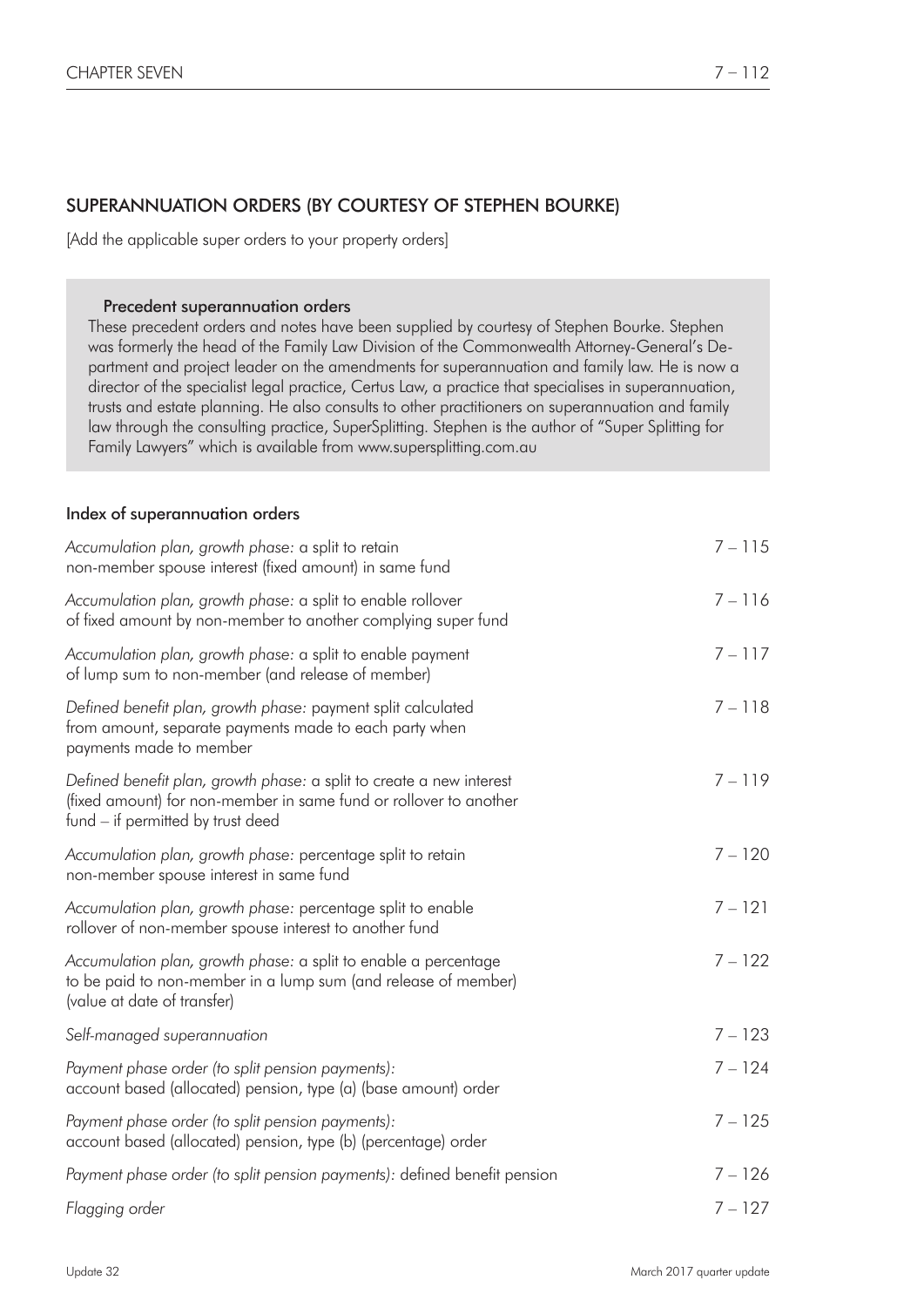## SUPERANNUATION ORDERS (BY COURTESY OF STEPHEN BOURKE)

[Add the applicable super orders to your property orders]

> **Precedent superannuation orders**
>
> These precedent orders and notes have been supplied by courtesy of Stephen Bourke. Stephen was formerly the head of the Family Law Division of the Commonwealth Attorney-General's Department and project leader on the amendments for superannuation and family law. He is now a director of the specialist legal practice, Certus Law, a practice that specialises in superannuation, trusts and estate planning. He also consults to other practitioners on superannuation and family law through the consulting practice, SuperSplitting. Stephen is the author of "Super Splitting for Family Lawyers" which is available from www.supersplitting.com.au

### Index of superannuation orders

| | |
|---|---|
| *Accumulation plan, growth phase:* a split to retain non-member spouse interest (fixed amount) in same fund | 7 – 115 |
| *Accumulation plan, growth phase:* a split to enable rollover of fixed amount by non-member to another complying super fund | 7 – 116 |
| *Accumulation plan, growth phase:* a split to enable payment of lump sum to non-member (and release of member) | 7 – 117 |
| *Defined benefit plan, growth phase:* payment split calculated from amount, separate payments made to each party when payments made to member | 7 – 118 |
| *Defined benefit plan, growth phase:* a split to create a new interest (fixed amount) for non-member in same fund or rollover to another fund – if permitted by trust deed | 7 – 119 |
| *Accumulation plan, growth phase:* percentage split to retain non-member spouse interest in same fund | 7 – 120 |
| *Accumulation plan, growth phase:* percentage split to enable rollover of non-member spouse interest to another fund | 7 – 121 |
| *Accumulation plan, growth phase:* a split to enable a percentage to be paid to non-member in a lump sum (and release of member) (value at date of transfer) | 7 – 122 |
| *Self-managed superannuation* | 7 – 123 |
| *Payment phase order (to split pension payments):* account based (allocated) pension, type (a) (base amount) order | 7 – 124 |
| *Payment phase order (to split pension payments):* account based (allocated) pension, type (b) (percentage) order | 7 – 125 |
| *Payment phase order (to split pension payments):* defined benefit pension | 7 – 126 |
| *Flagging order* | 7 – 127 |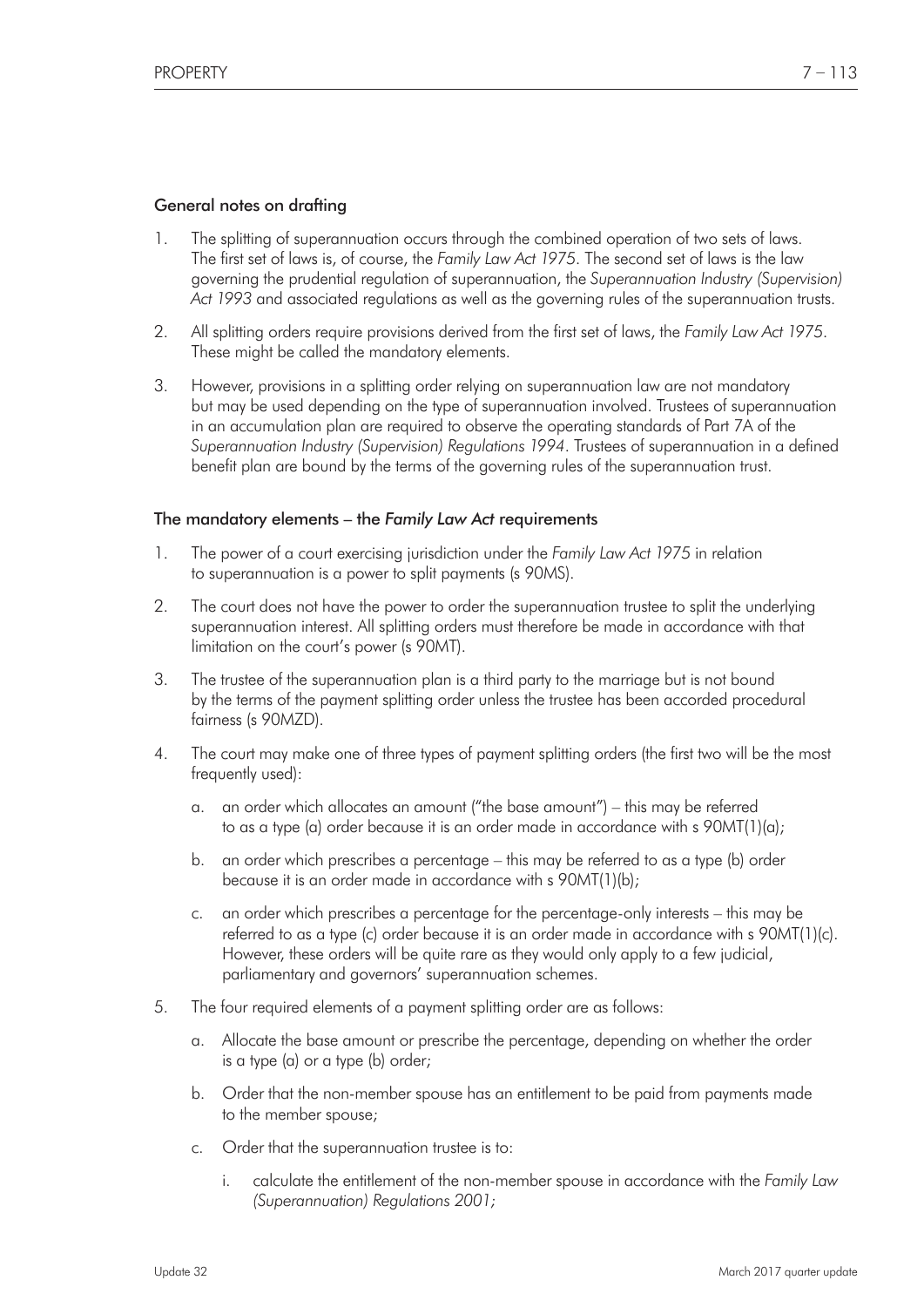## General notes on drafting

1. The splitting of superannuation occurs through the combined operation of two sets of laws. The first set of laws is, of course, the *Family Law Act 1975*. The second set of laws is the law governing the prudential regulation of superannuation, the *Superannuation Industry (Supervision) Act 1993* and associated regulations as well as the governing rules of the superannuation trusts.
2. All splitting orders require provisions derived from the first set of laws, the *Family Law Act 1975*. These might be called the mandatory elements.
3. However, provisions in a splitting order relying on superannuation law are not mandatory but may be used depending on the type of superannuation involved. Trustees of superannuation in an accumulation plan are required to observe the operating standards of Part 7A of the *Superannuation Industry (Supervision) Regulations 1994*. Trustees of superannuation in a defined benefit plan are bound by the terms of the governing rules of the superannuation trust.

## The mandatory elements – the *Family Law Act* requirements

1. The power of a court exercising jurisdiction under the *Family Law Act 1975* in relation to superannuation is a power to split payments (s 90MS).
2. The court does not have the power to order the superannuation trustee to split the underlying superannuation interest. All splitting orders must therefore be made in accordance with that limitation on the court's power (s 90MT).
3. The trustee of the superannuation plan is a third party to the marriage but is not bound by the terms of the payment splitting order unless the trustee has been accorded procedural fairness (s 90MZD).
4. The court may make one of three types of payment splitting orders (the first two will be the most frequently used):
   a. an order which allocates an amount ("the base amount") – this may be referred to as a type (a) order because it is an order made in accordance with s 90MT(1)(a);
   b. an order which prescribes a percentage – this may be referred to as a type (b) order because it is an order made in accordance with s 90MT(1)(b);
   c. an order which prescribes a percentage for the percentage-only interests – this may be referred to as a type (c) order because it is an order made in accordance with s 90MT(1)(c). However, these orders will be quite rare as they would only apply to a few judicial, parliamentary and governors' superannuation schemes.
5. The four required elements of a payment splitting order are as follows:
   a. Allocate the base amount or prescribe the percentage, depending on whether the order is a type (a) or a type (b) order;
   b. Order that the non-member spouse has an entitlement to be paid from payments made to the member spouse;
   c. Order that the superannuation trustee is to:
      i. calculate the entitlement of the non-member spouse in accordance with the *Family Law (Superannuation) Regulations 2001*;